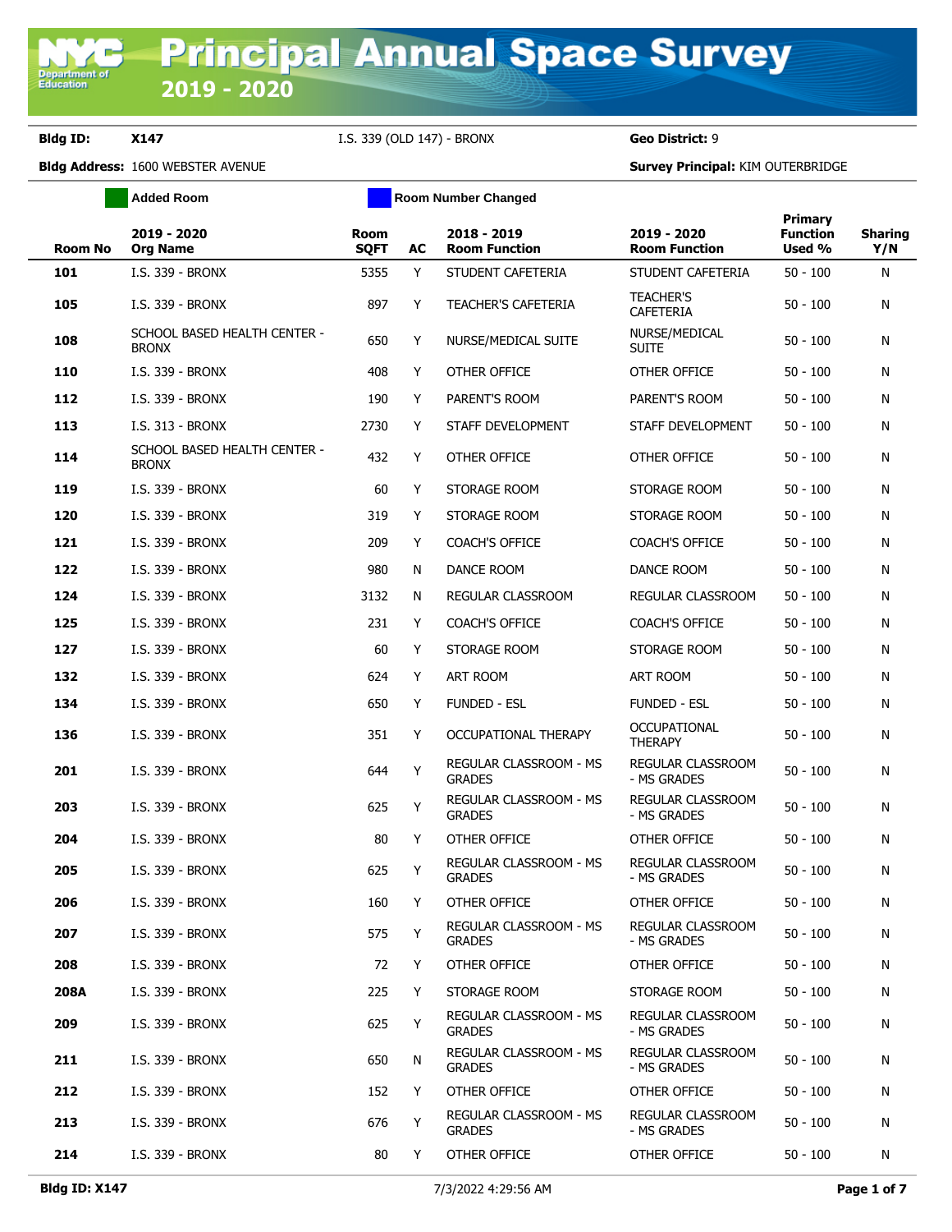# Principal Annual Space Survey

## 2019 - 2020

**Bldg ID:** X147 I.S. 339 (OLD 147) - BRONX **Geo District:** 9

**Bldg Address:** 1600 WEBSTER AVENUE **Survey Principal:** KIM OUTERBRIDGE

Added Room | Room Number Changed

| Room No | 2019 - 2020 Org Name | Room SQFT | AC | 2018 - 2019 Room Function | 2019 - 2020 Room Function | Primary Function Used % | Sharing Y/N |
|---|---|---|---|---|---|---|---|
| 101 | I.S. 339 - BRONX | 5355 | Y | STUDENT CAFETERIA | STUDENT CAFETERIA | 50 - 100 | N |
| 105 | I.S. 339 - BRONX | 897 | Y | TEACHER'S CAFETERIA | TEACHER'S CAFETERIA | 50 - 100 | N |
| 108 | SCHOOL BASED HEALTH CENTER - BRONX | 650 | Y | NURSE/MEDICAL SUITE | NURSE/MEDICAL SUITE | 50 - 100 | N |
| 110 | I.S. 339 - BRONX | 408 | Y | OTHER OFFICE | OTHER OFFICE | 50 - 100 | N |
| 112 | I.S. 339 - BRONX | 190 | Y | PARENT'S ROOM | PARENT'S ROOM | 50 - 100 | N |
| 113 | I.S. 313 - BRONX | 2730 | Y | STAFF DEVELOPMENT | STAFF DEVELOPMENT | 50 - 100 | N |
| 114 | SCHOOL BASED HEALTH CENTER - BRONX | 432 | Y | OTHER OFFICE | OTHER OFFICE | 50 - 100 | N |
| 119 | I.S. 339 - BRONX | 60 | Y | STORAGE ROOM | STORAGE ROOM | 50 - 100 | N |
| 120 | I.S. 339 - BRONX | 319 | Y | STORAGE ROOM | STORAGE ROOM | 50 - 100 | N |
| 121 | I.S. 339 - BRONX | 209 | Y | COACH'S OFFICE | COACH'S OFFICE | 50 - 100 | N |
| 122 | I.S. 339 - BRONX | 980 | N | DANCE ROOM | DANCE ROOM | 50 - 100 | N |
| 124 | I.S. 339 - BRONX | 3132 | N | REGULAR CLASSROOM | REGULAR CLASSROOM | 50 - 100 | N |
| 125 | I.S. 339 - BRONX | 231 | Y | COACH'S OFFICE | COACH'S OFFICE | 50 - 100 | N |
| 127 | I.S. 339 - BRONX | 60 | Y | STORAGE ROOM | STORAGE ROOM | 50 - 100 | N |
| 132 | I.S. 339 - BRONX | 624 | Y | ART ROOM | ART ROOM | 50 - 100 | N |
| 134 | I.S. 339 - BRONX | 650 | Y | FUNDED - ESL | FUNDED - ESL | 50 - 100 | N |
| 136 | I.S. 339 - BRONX | 351 | Y | OCCUPATIONAL THERAPY | OCCUPATIONAL THERAPY | 50 - 100 | N |
| 201 | I.S. 339 - BRONX | 644 | Y | REGULAR CLASSROOM - MS GRADES | REGULAR CLASSROOM - MS GRADES | 50 - 100 | N |
| 203 | I.S. 339 - BRONX | 625 | Y | REGULAR CLASSROOM - MS GRADES | REGULAR CLASSROOM - MS GRADES | 50 - 100 | N |
| 204 | I.S. 339 - BRONX | 80 | Y | OTHER OFFICE | OTHER OFFICE | 50 - 100 | N |
| 205 | I.S. 339 - BRONX | 625 | Y | REGULAR CLASSROOM - MS GRADES | REGULAR CLASSROOM - MS GRADES | 50 - 100 | N |
| 206 | I.S. 339 - BRONX | 160 | Y | OTHER OFFICE | OTHER OFFICE | 50 - 100 | N |
| 207 | I.S. 339 - BRONX | 575 | Y | REGULAR CLASSROOM - MS GRADES | REGULAR CLASSROOM - MS GRADES | 50 - 100 | N |
| 208 | I.S. 339 - BRONX | 72 | Y | OTHER OFFICE | OTHER OFFICE | 50 - 100 | N |
| 208A | I.S. 339 - BRONX | 225 | Y | STORAGE ROOM | STORAGE ROOM | 50 - 100 | N |
| 209 | I.S. 339 - BRONX | 625 | Y | REGULAR CLASSROOM - MS GRADES | REGULAR CLASSROOM - MS GRADES | 50 - 100 | N |
| 211 | I.S. 339 - BRONX | 650 | N | REGULAR CLASSROOM - MS GRADES | REGULAR CLASSROOM - MS GRADES | 50 - 100 | N |
| 212 | I.S. 339 - BRONX | 152 | Y | OTHER OFFICE | OTHER OFFICE | 50 - 100 | N |
| 213 | I.S. 339 - BRONX | 676 | Y | REGULAR CLASSROOM - MS GRADES | REGULAR CLASSROOM - MS GRADES | 50 - 100 | N |
| 214 | I.S. 339 - BRONX | 80 | Y | OTHER OFFICE | OTHER OFFICE | 50 - 100 | N |

Bldg ID: X147 7/3/2022 4:29:56 AM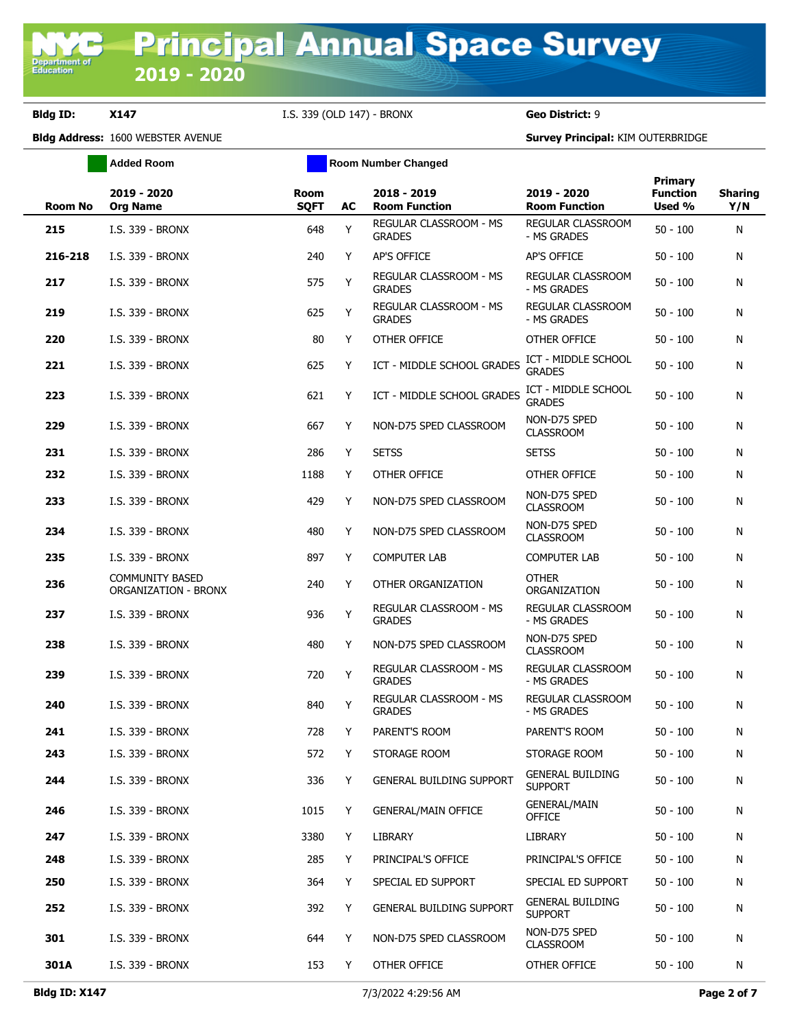**Bldg ID:** X147 I.S. 339 (OLD 147) - BRONX **Geo District:** 9

**Bldg Address:** 1600 WEBSTER AVENUE **Survey Principal:** KIM OUTERBRIDGE

Added Room | Room Number Changed

| Room No | 2019 - 2020 Org Name | Room SQFT | AC | 2018 - 2019 Room Function | 2019 - 2020 Room Function | Primary Function Used % | Sharing Y/N |
|---|---|---|---|---|---|---|---|
| 215 | I.S. 339 - BRONX | 648 | Y | REGULAR CLASSROOM - MS GRADES | REGULAR CLASSROOM - MS GRADES | 50 - 100 | N |
| 216-218 | I.S. 339 - BRONX | 240 | Y | AP'S OFFICE | AP'S OFFICE | 50 - 100 | N |
| 217 | I.S. 339 - BRONX | 575 | Y | REGULAR CLASSROOM - MS GRADES | REGULAR CLASSROOM - MS GRADES | 50 - 100 | N |
| 219 | I.S. 339 - BRONX | 625 | Y | REGULAR CLASSROOM - MS GRADES | REGULAR CLASSROOM - MS GRADES | 50 - 100 | N |
| 220 | I.S. 339 - BRONX | 80 | Y | OTHER OFFICE | OTHER OFFICE | 50 - 100 | N |
| 221 | I.S. 339 - BRONX | 625 | Y | ICT - MIDDLE SCHOOL GRADES | ICT - MIDDLE SCHOOL GRADES | 50 - 100 | N |
| 223 | I.S. 339 - BRONX | 621 | Y | ICT - MIDDLE SCHOOL GRADES | ICT - MIDDLE SCHOOL GRADES | 50 - 100 | N |
| 229 | I.S. 339 - BRONX | 667 | Y | NON-D75 SPED CLASSROOM | NON-D75 SPED CLASSROOM | 50 - 100 | N |
| 231 | I.S. 339 - BRONX | 286 | Y | SETSS | SETSS | 50 - 100 | N |
| 232 | I.S. 339 - BRONX | 1188 | Y | OTHER OFFICE | OTHER OFFICE | 50 - 100 | N |
| 233 | I.S. 339 - BRONX | 429 | Y | NON-D75 SPED CLASSROOM | NON-D75 SPED CLASSROOM | 50 - 100 | N |
| 234 | I.S. 339 - BRONX | 480 | Y | NON-D75 SPED CLASSROOM | NON-D75 SPED CLASSROOM | 50 - 100 | N |
| 235 | I.S. 339 - BRONX | 897 | Y | COMPUTER LAB | COMPUTER LAB | 50 - 100 | N |
| 236 | COMMUNITY BASED ORGANIZATION - BRONX | 240 | Y | OTHER ORGANIZATION | OTHER ORGANIZATION | 50 - 100 | N |
| 237 | I.S. 339 - BRONX | 936 | Y | REGULAR CLASSROOM - MS GRADES | REGULAR CLASSROOM - MS GRADES | 50 - 100 | N |
| 238 | I.S. 339 - BRONX | 480 | Y | NON-D75 SPED CLASSROOM | NON-D75 SPED CLASSROOM | 50 - 100 | N |
| 239 | I.S. 339 - BRONX | 720 | Y | REGULAR CLASSROOM - MS GRADES | REGULAR CLASSROOM - MS GRADES | 50 - 100 | N |
| 240 | I.S. 339 - BRONX | 840 | Y | REGULAR CLASSROOM - MS GRADES | REGULAR CLASSROOM - MS GRADES | 50 - 100 | N |
| 241 | I.S. 339 - BRONX | 728 | Y | PARENT'S ROOM | PARENT'S ROOM | 50 - 100 | N |
| 243 | I.S. 339 - BRONX | 572 | Y | STORAGE ROOM | STORAGE ROOM | 50 - 100 | N |
| 244 | I.S. 339 - BRONX | 336 | Y | GENERAL BUILDING SUPPORT | GENERAL BUILDING SUPPORT | 50 - 100 | N |
| 246 | I.S. 339 - BRONX | 1015 | Y | GENERAL/MAIN OFFICE | GENERAL/MAIN OFFICE | 50 - 100 | N |
| 247 | I.S. 339 - BRONX | 3380 | Y | LIBRARY | LIBRARY | 50 - 100 | N |
| 248 | I.S. 339 - BRONX | 285 | Y | PRINCIPAL'S OFFICE | PRINCIPAL'S OFFICE | 50 - 100 | N |
| 250 | I.S. 339 - BRONX | 364 | Y | SPECIAL ED SUPPORT | SPECIAL ED SUPPORT | 50 - 100 | N |
| 252 | I.S. 339 - BRONX | 392 | Y | GENERAL BUILDING SUPPORT | GENERAL BUILDING SUPPORT | 50 - 100 | N |
| 301 | I.S. 339 - BRONX | 644 | Y | NON-D75 SPED CLASSROOM | NON-D75 SPED CLASSROOM | 50 - 100 | N |
| 301A | I.S. 339 - BRONX | 153 | Y | OTHER OFFICE | OTHER OFFICE | 50 - 100 | N |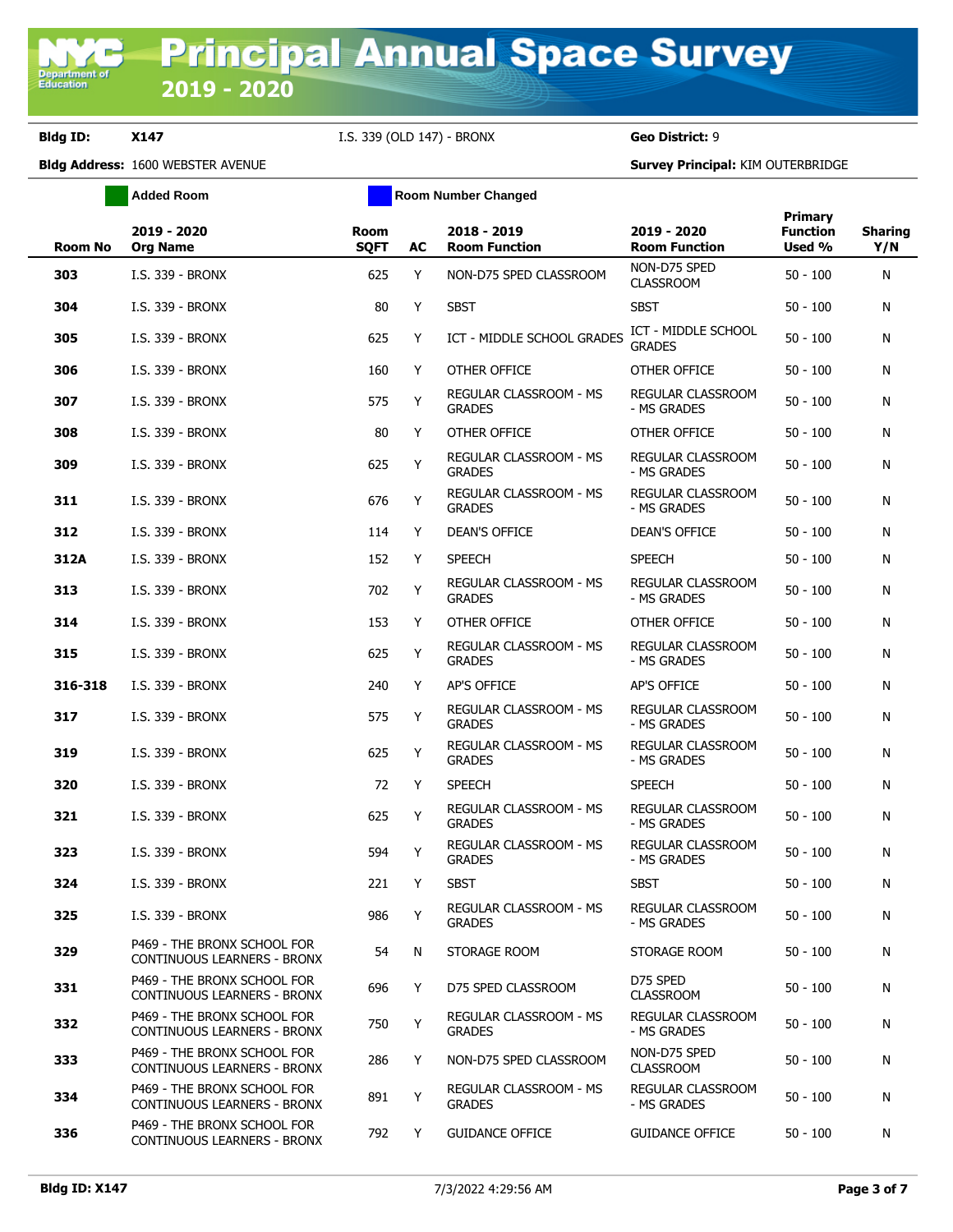# Principal Annual Space Survey 2019 - 2020

**Bldg ID:** X147 I.S. 339 (OLD 147) - BRONX **Geo District:** 9

**Bldg Address:** 1600 WEBSTER AVENUE **Survey Principal:** KIM OUTERBRIDGE

Added Room | Room Number Changed

| Room No | 2019 - 2020 Org Name | Room SQFT | AC | 2018 - 2019 Room Function | 2019 - 2020 Room Function | Primary Function Used % | Sharing Y/N |
|---|---|---|---|---|---|---|---|
| 303 | I.S. 339 - BRONX | 625 | Y | NON-D75 SPED CLASSROOM | NON-D75 SPED CLASSROOM | 50 - 100 | N |
| 304 | I.S. 339 - BRONX | 80 | Y | SBST | SBST | 50 - 100 | N |
| 305 | I.S. 339 - BRONX | 625 | Y | ICT - MIDDLE SCHOOL GRADES | ICT - MIDDLE SCHOOL GRADES | 50 - 100 | N |
| 306 | I.S. 339 - BRONX | 160 | Y | OTHER OFFICE | OTHER OFFICE | 50 - 100 | N |
| 307 | I.S. 339 - BRONX | 575 | Y | REGULAR CLASSROOM - MS GRADES | REGULAR CLASSROOM - MS GRADES | 50 - 100 | N |
| 308 | I.S. 339 - BRONX | 80 | Y | OTHER OFFICE | OTHER OFFICE | 50 - 100 | N |
| 309 | I.S. 339 - BRONX | 625 | Y | REGULAR CLASSROOM - MS GRADES | REGULAR CLASSROOM - MS GRADES | 50 - 100 | N |
| 311 | I.S. 339 - BRONX | 676 | Y | REGULAR CLASSROOM - MS GRADES | REGULAR CLASSROOM - MS GRADES | 50 - 100 | N |
| 312 | I.S. 339 - BRONX | 114 | Y | DEAN'S OFFICE | DEAN'S OFFICE | 50 - 100 | N |
| 312A | I.S. 339 - BRONX | 152 | Y | SPEECH | SPEECH | 50 - 100 | N |
| 313 | I.S. 339 - BRONX | 702 | Y | REGULAR CLASSROOM - MS GRADES | REGULAR CLASSROOM - MS GRADES | 50 - 100 | N |
| 314 | I.S. 339 - BRONX | 153 | Y | OTHER OFFICE | OTHER OFFICE | 50 - 100 | N |
| 315 | I.S. 339 - BRONX | 625 | Y | REGULAR CLASSROOM - MS GRADES | REGULAR CLASSROOM - MS GRADES | 50 - 100 | N |
| 316-318 | I.S. 339 - BRONX | 240 | Y | AP'S OFFICE | AP'S OFFICE | 50 - 100 | N |
| 317 | I.S. 339 - BRONX | 575 | Y | REGULAR CLASSROOM - MS GRADES | REGULAR CLASSROOM - MS GRADES | 50 - 100 | N |
| 319 | I.S. 339 - BRONX | 625 | Y | REGULAR CLASSROOM - MS GRADES | REGULAR CLASSROOM - MS GRADES | 50 - 100 | N |
| 320 | I.S. 339 - BRONX | 72 | Y | SPEECH | SPEECH | 50 - 100 | N |
| 321 | I.S. 339 - BRONX | 625 | Y | REGULAR CLASSROOM - MS GRADES | REGULAR CLASSROOM - MS GRADES | 50 - 100 | N |
| 323 | I.S. 339 - BRONX | 594 | Y | REGULAR CLASSROOM - MS GRADES | REGULAR CLASSROOM - MS GRADES | 50 - 100 | N |
| 324 | I.S. 339 - BRONX | 221 | Y | SBST | SBST | 50 - 100 | N |
| 325 | I.S. 339 - BRONX | 986 | Y | REGULAR CLASSROOM - MS GRADES | REGULAR CLASSROOM - MS GRADES | 50 - 100 | N |
| 329 | P469 - THE BRONX SCHOOL FOR CONTINUOUS LEARNERS - BRONX | 54 | N | STORAGE ROOM | STORAGE ROOM | 50 - 100 | N |
| 331 | P469 - THE BRONX SCHOOL FOR CONTINUOUS LEARNERS - BRONX | 696 | Y | D75 SPED CLASSROOM | D75 SPED CLASSROOM | 50 - 100 | N |
| 332 | P469 - THE BRONX SCHOOL FOR CONTINUOUS LEARNERS - BRONX | 750 | Y | REGULAR CLASSROOM - MS GRADES | REGULAR CLASSROOM - MS GRADES | 50 - 100 | N |
| 333 | P469 - THE BRONX SCHOOL FOR CONTINUOUS LEARNERS - BRONX | 286 | Y | NON-D75 SPED CLASSROOM | NON-D75 SPED CLASSROOM | 50 - 100 | N |
| 334 | P469 - THE BRONX SCHOOL FOR CONTINUOUS LEARNERS - BRONX | 891 | Y | REGULAR CLASSROOM - MS GRADES | REGULAR CLASSROOM - MS GRADES | 50 - 100 | N |
| 336 | P469 - THE BRONX SCHOOL FOR CONTINUOUS LEARNERS - BRONX | 792 | Y | GUIDANCE OFFICE | GUIDANCE OFFICE | 50 - 100 | N |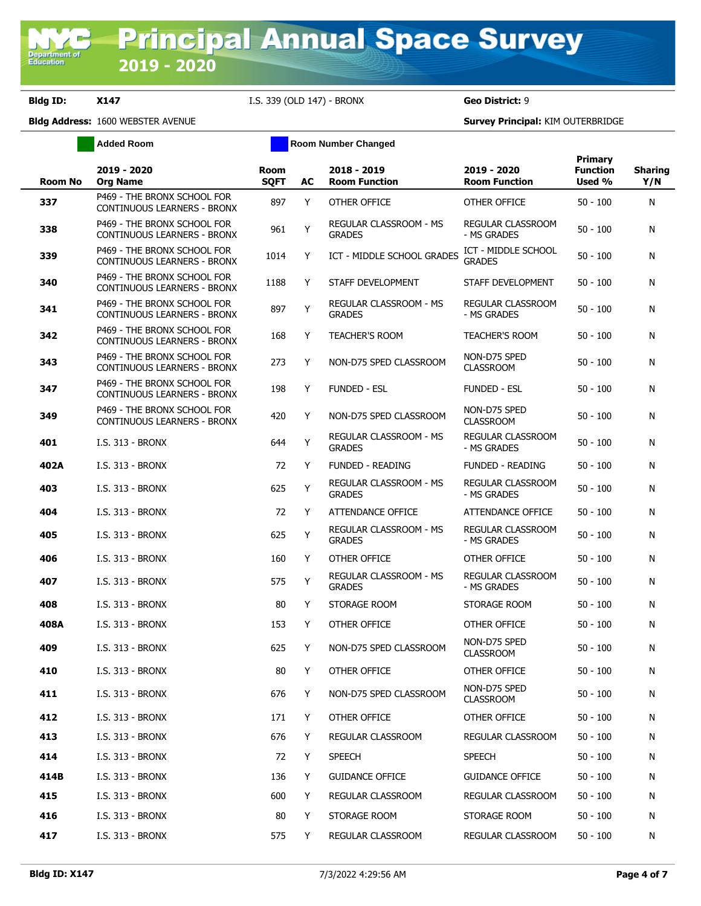# Principal Annual Space Survey

## 2019 - 2020

**Bldg ID:** X147 I.S. 339 (OLD 147) - BRONX **Geo District:** 9

**Bldg Address:** 1600 WEBSTER AVENUE **Survey Principal:** KIM OUTERBRIDGE

Added Room | Room Number Changed

| Room No | 2019 - 2020 Org Name | Room SQFT | AC | 2018 - 2019 Room Function | 2019 - 2020 Room Function | Primary Function Used % | Sharing Y/N |
|---|---|---|---|---|---|---|---|
| 337 | P469 - THE BRONX SCHOOL FOR CONTINUOUS LEARNERS - BRONX | 897 | Y | OTHER OFFICE | OTHER OFFICE | 50 - 100 | N |
| 338 | P469 - THE BRONX SCHOOL FOR CONTINUOUS LEARNERS - BRONX | 961 | Y | REGULAR CLASSROOM - MS GRADES | REGULAR CLASSROOM - MS GRADES | 50 - 100 | N |
| 339 | P469 - THE BRONX SCHOOL FOR CONTINUOUS LEARNERS - BRONX | 1014 | Y | ICT - MIDDLE SCHOOL GRADES | ICT - MIDDLE SCHOOL GRADES | 50 - 100 | N |
| 340 | P469 - THE BRONX SCHOOL FOR CONTINUOUS LEARNERS - BRONX | 1188 | Y | STAFF DEVELOPMENT | STAFF DEVELOPMENT | 50 - 100 | N |
| 341 | P469 - THE BRONX SCHOOL FOR CONTINUOUS LEARNERS - BRONX | 897 | Y | REGULAR CLASSROOM - MS GRADES | REGULAR CLASSROOM - MS GRADES | 50 - 100 | N |
| 342 | P469 - THE BRONX SCHOOL FOR CONTINUOUS LEARNERS - BRONX | 168 | Y | TEACHER'S ROOM | TEACHER'S ROOM | 50 - 100 | N |
| 343 | P469 - THE BRONX SCHOOL FOR CONTINUOUS LEARNERS - BRONX | 273 | Y | NON-D75 SPED CLASSROOM | NON-D75 SPED CLASSROOM | 50 - 100 | N |
| 347 | P469 - THE BRONX SCHOOL FOR CONTINUOUS LEARNERS - BRONX | 198 | Y | FUNDED - ESL | FUNDED - ESL | 50 - 100 | N |
| 349 | P469 - THE BRONX SCHOOL FOR CONTINUOUS LEARNERS - BRONX | 420 | Y | NON-D75 SPED CLASSROOM | NON-D75 SPED CLASSROOM | 50 - 100 | N |
| 401 | I.S. 313 - BRONX | 644 | Y | REGULAR CLASSROOM - MS GRADES | REGULAR CLASSROOM - MS GRADES | 50 - 100 | N |
| 402A | I.S. 313 - BRONX | 72 | Y | FUNDED - READING | FUNDED - READING | 50 - 100 | N |
| 403 | I.S. 313 - BRONX | 625 | Y | REGULAR CLASSROOM - MS GRADES | REGULAR CLASSROOM - MS GRADES | 50 - 100 | N |
| 404 | I.S. 313 - BRONX | 72 | Y | ATTENDANCE OFFICE | ATTENDANCE OFFICE | 50 - 100 | N |
| 405 | I.S. 313 - BRONX | 625 | Y | REGULAR CLASSROOM - MS GRADES | REGULAR CLASSROOM - MS GRADES | 50 - 100 | N |
| 406 | I.S. 313 - BRONX | 160 | Y | OTHER OFFICE | OTHER OFFICE | 50 - 100 | N |
| 407 | I.S. 313 - BRONX | 575 | Y | REGULAR CLASSROOM - MS GRADES | REGULAR CLASSROOM - MS GRADES | 50 - 100 | N |
| 408 | I.S. 313 - BRONX | 80 | Y | STORAGE ROOM | STORAGE ROOM | 50 - 100 | N |
| 408A | I.S. 313 - BRONX | 153 | Y | OTHER OFFICE | OTHER OFFICE | 50 - 100 | N |
| 409 | I.S. 313 - BRONX | 625 | Y | NON-D75 SPED CLASSROOM | NON-D75 SPED CLASSROOM | 50 - 100 | N |
| 410 | I.S. 313 - BRONX | 80 | Y | OTHER OFFICE | OTHER OFFICE | 50 - 100 | N |
| 411 | I.S. 313 - BRONX | 676 | Y | NON-D75 SPED CLASSROOM | NON-D75 SPED CLASSROOM | 50 - 100 | N |
| 412 | I.S. 313 - BRONX | 171 | Y | OTHER OFFICE | OTHER OFFICE | 50 - 100 | N |
| 413 | I.S. 313 - BRONX | 676 | Y | REGULAR CLASSROOM | REGULAR CLASSROOM | 50 - 100 | N |
| 414 | I.S. 313 - BRONX | 72 | Y | SPEECH | SPEECH | 50 - 100 | N |
| 414B | I.S. 313 - BRONX | 136 | Y | GUIDANCE OFFICE | GUIDANCE OFFICE | 50 - 100 | N |
| 415 | I.S. 313 - BRONX | 600 | Y | REGULAR CLASSROOM | REGULAR CLASSROOM | 50 - 100 | N |
| 416 | I.S. 313 - BRONX | 80 | Y | STORAGE ROOM | STORAGE ROOM | 50 - 100 | N |
| 417 | I.S. 313 - BRONX | 575 | Y | REGULAR CLASSROOM | REGULAR CLASSROOM | 50 - 100 | N |

**Bldg ID: X147** 7/3/2022 4:29:56 AM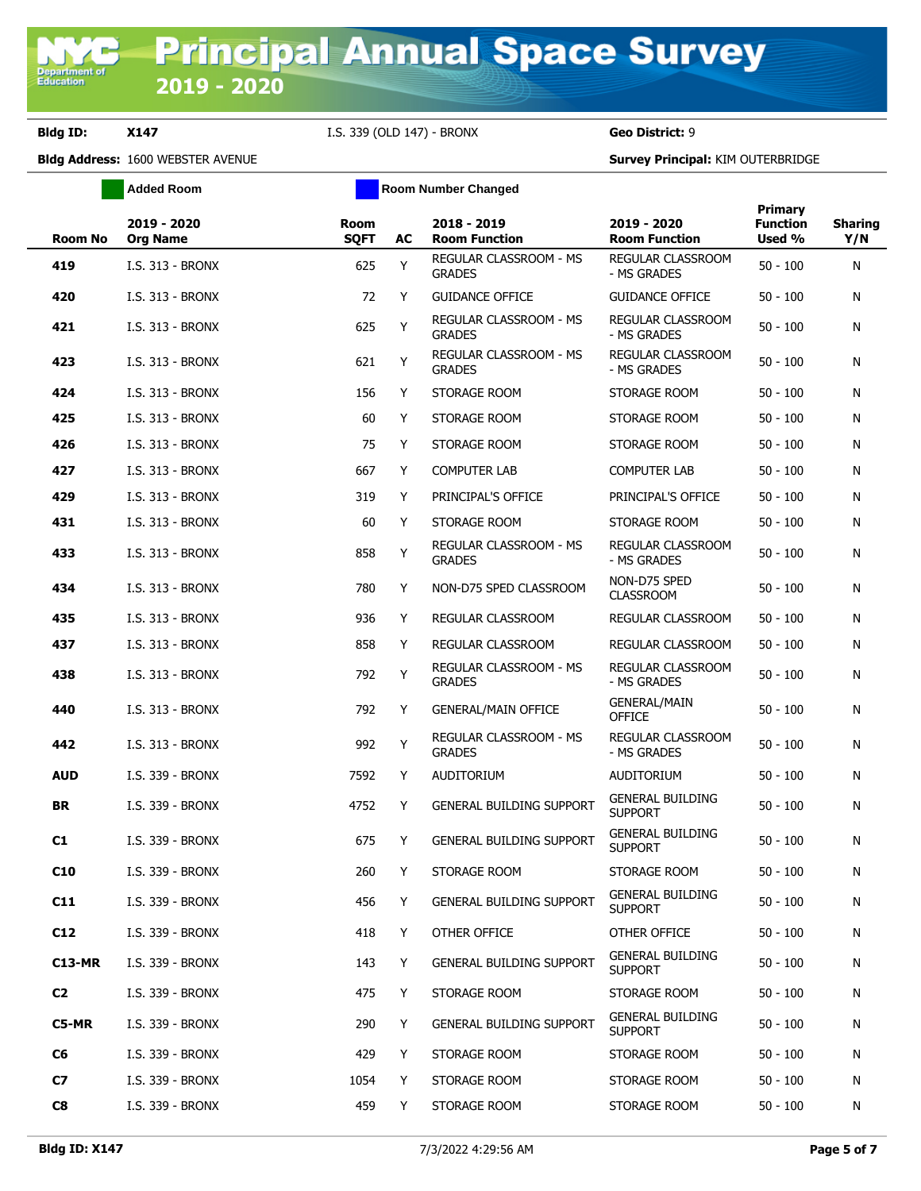# Principal Annual Space Survey 2019 - 2020

**Bldg ID:** X147 I.S. 339 (OLD 147) - BRONX **Geo District:** 9

**Bldg Address:** 1600 WEBSTER AVENUE **Survey Principal:** KIM OUTERBRIDGE

Added Room | Room Number Changed

| Room No | 2019 - 2020 Org Name | Room SQFT | AC | 2018 - 2019 Room Function | 2019 - 2020 Room Function | Primary Function Used % | Sharing Y/N |
|---|---|---|---|---|---|---|---|
| 419 | I.S. 313 - BRONX | 625 | Y | REGULAR CLASSROOM - MS GRADES | REGULAR CLASSROOM - MS GRADES | 50 - 100 | N |
| 420 | I.S. 313 - BRONX | 72 | Y | GUIDANCE OFFICE | GUIDANCE OFFICE | 50 - 100 | N |
| 421 | I.S. 313 - BRONX | 625 | Y | REGULAR CLASSROOM - MS GRADES | REGULAR CLASSROOM - MS GRADES | 50 - 100 | N |
| 423 | I.S. 313 - BRONX | 621 | Y | REGULAR CLASSROOM - MS GRADES | REGULAR CLASSROOM - MS GRADES | 50 - 100 | N |
| 424 | I.S. 313 - BRONX | 156 | Y | STORAGE ROOM | STORAGE ROOM | 50 - 100 | N |
| 425 | I.S. 313 - BRONX | 60 | Y | STORAGE ROOM | STORAGE ROOM | 50 - 100 | N |
| 426 | I.S. 313 - BRONX | 75 | Y | STORAGE ROOM | STORAGE ROOM | 50 - 100 | N |
| 427 | I.S. 313 - BRONX | 667 | Y | COMPUTER LAB | COMPUTER LAB | 50 - 100 | N |
| 429 | I.S. 313 - BRONX | 319 | Y | PRINCIPAL'S OFFICE | PRINCIPAL'S OFFICE | 50 - 100 | N |
| 431 | I.S. 313 - BRONX | 60 | Y | STORAGE ROOM | STORAGE ROOM | 50 - 100 | N |
| 433 | I.S. 313 - BRONX | 858 | Y | REGULAR CLASSROOM - MS GRADES | REGULAR CLASSROOM - MS GRADES | 50 - 100 | N |
| 434 | I.S. 313 - BRONX | 780 | Y | NON-D75 SPED CLASSROOM | NON-D75 SPED CLASSROOM | 50 - 100 | N |
| 435 | I.S. 313 - BRONX | 936 | Y | REGULAR CLASSROOM | REGULAR CLASSROOM | 50 - 100 | N |
| 437 | I.S. 313 - BRONX | 858 | Y | REGULAR CLASSROOM | REGULAR CLASSROOM | 50 - 100 | N |
| 438 | I.S. 313 - BRONX | 792 | Y | REGULAR CLASSROOM - MS GRADES | REGULAR CLASSROOM - MS GRADES | 50 - 100 | N |
| 440 | I.S. 313 - BRONX | 792 | Y | GENERAL/MAIN OFFICE | GENERAL/MAIN OFFICE | 50 - 100 | N |
| 442 | I.S. 313 - BRONX | 992 | Y | REGULAR CLASSROOM - MS GRADES | REGULAR CLASSROOM - MS GRADES | 50 - 100 | N |
| AUD | I.S. 339 - BRONX | 7592 | Y | AUDITORIUM | AUDITORIUM | 50 - 100 | N |
| BR | I.S. 339 - BRONX | 4752 | Y | GENERAL BUILDING SUPPORT | GENERAL BUILDING SUPPORT | 50 - 100 | N |
| C1 | I.S. 339 - BRONX | 675 | Y | GENERAL BUILDING SUPPORT | GENERAL BUILDING SUPPORT | 50 - 100 | N |
| C10 | I.S. 339 - BRONX | 260 | Y | STORAGE ROOM | STORAGE ROOM | 50 - 100 | N |
| C11 | I.S. 339 - BRONX | 456 | Y | GENERAL BUILDING SUPPORT | GENERAL BUILDING SUPPORT | 50 - 100 | N |
| C12 | I.S. 339 - BRONX | 418 | Y | OTHER OFFICE | OTHER OFFICE | 50 - 100 | N |
| C13-MR | I.S. 339 - BRONX | 143 | Y | GENERAL BUILDING SUPPORT | GENERAL BUILDING SUPPORT | 50 - 100 | N |
| C2 | I.S. 339 - BRONX | 475 | Y | STORAGE ROOM | STORAGE ROOM | 50 - 100 | N |
| C5-MR | I.S. 339 - BRONX | 290 | Y | GENERAL BUILDING SUPPORT | GENERAL BUILDING SUPPORT | 50 - 100 | N |
| C6 | I.S. 339 - BRONX | 429 | Y | STORAGE ROOM | STORAGE ROOM | 50 - 100 | N |
| C7 | I.S. 339 - BRONX | 1054 | Y | STORAGE ROOM | STORAGE ROOM | 50 - 100 | N |
| C8 | I.S. 339 - BRONX | 459 | Y | STORAGE ROOM | STORAGE ROOM | 50 - 100 | N |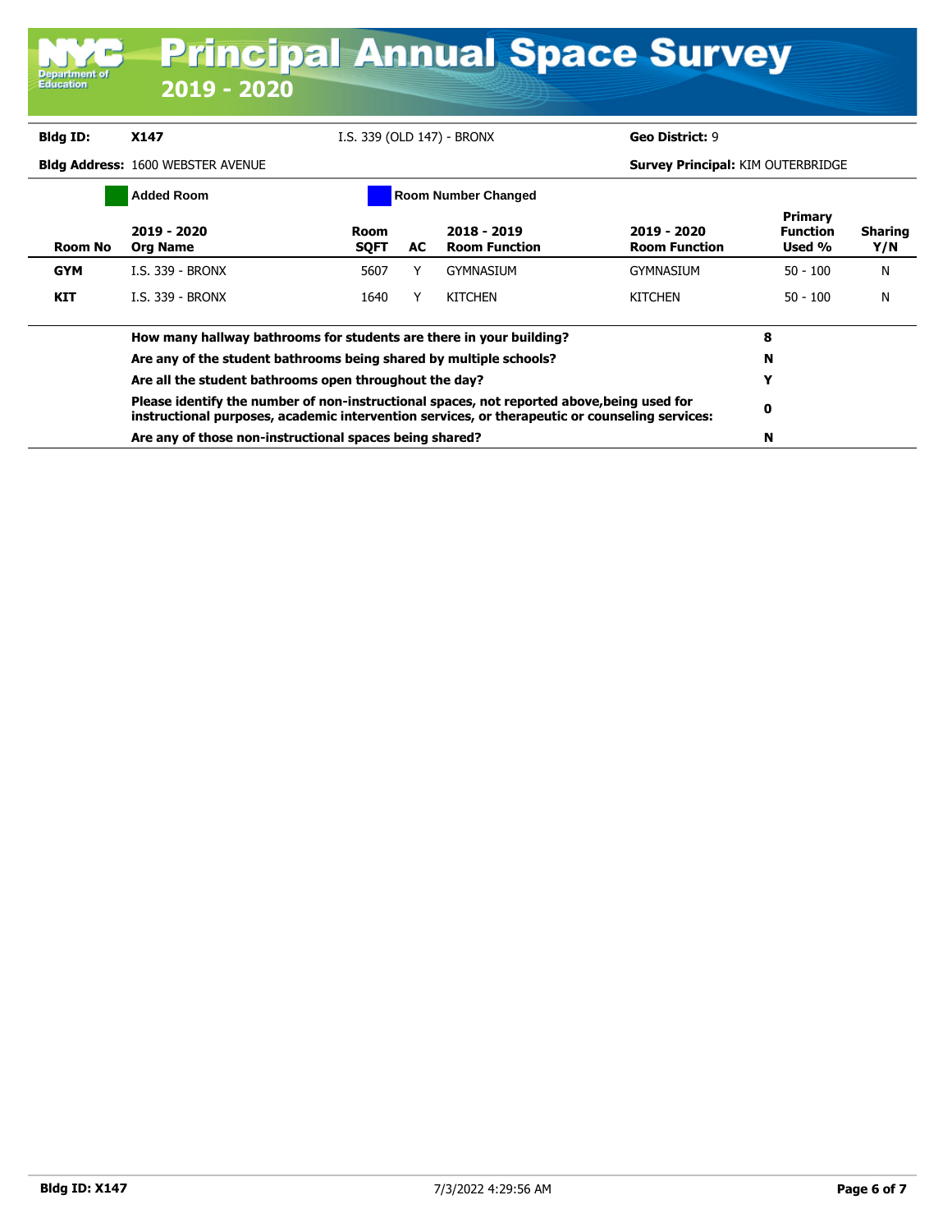# Principal Annual Space Survey

## 2019 - 2020

**Bldg ID:** **X147** I.S. 339 (OLD 147) - BRONX **Geo District:** 9

**Bldg Address:** 1600 WEBSTER AVENUE **Survey Principal:** KIM OUTERBRIDGE

Added Room | Room Number Changed

| Room No | 2019 - 2020 Org Name | Room SQFT | AC | 2018 - 2019 Room Function | 2019 - 2020 Room Function | Primary Function Used % | Sharing Y/N |
|---|---|---|---|---|---|---|---|
| **GYM** | I.S. 339 - BRONX | 5607 | Y | GYMNASIUM | GYMNASIUM | 50 - 100 | N |
| **KIT** | I.S. 339 - BRONX | 1640 | Y | KITCHEN | KITCHEN | 50 - 100 | N |

| Question | Answer |
|---|---|
| **How many hallway bathrooms for students are there in your building?** | **8** |
| **Are any of the student bathrooms being shared by multiple schools?** | **N** |
| **Are all the student bathrooms open throughout the day?** | **Y** |
| **Please identify the number of non-instructional spaces, not reported above,being used for instructional purposes, academic intervention services, or therapeutic or counseling services:** | **0** |
| **Are any of those non-instructional spaces being shared?** | **N** |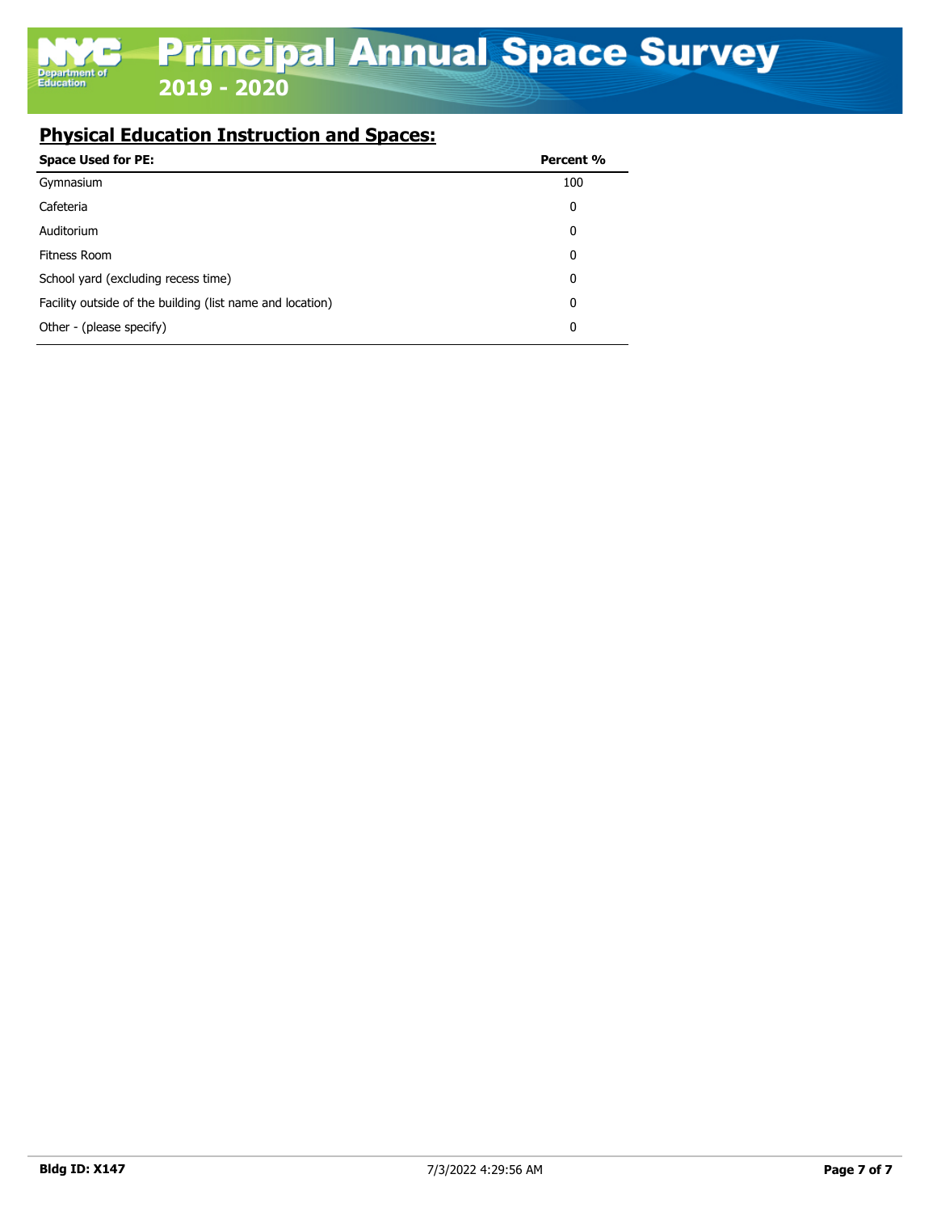## Physical Education Instruction and Spaces:

| Space Used for PE: | Percent % |
| --- | --- |
| Gymnasium | 100 |
| Cafeteria | 0 |
| Auditorium | 0 |
| Fitness Room | 0 |
| School yard (excluding recess time) | 0 |
| Facility outside of the building (list name and location) | 0 |
| Other - (please specify) | 0 |